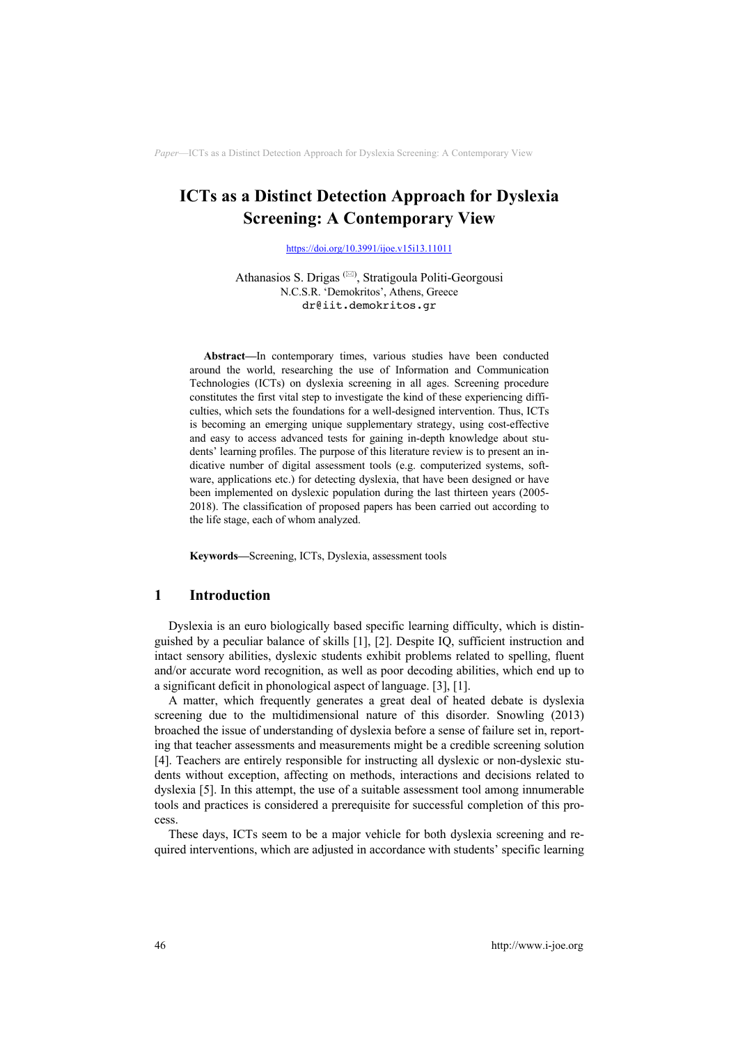# ICTs as a Distinct Detection Approach for Dyslexia Screening: A Contemporary View

https://doi.org/10.3991/ijoe.v15i13.11011

Athanasios S. Drigas (✉), Stratigoula Politi-Georgousi
N.C.S.R. 'Demokritos', Athens, Greece
dr@iit.demokritos.gr

**Abstract—**In contemporary times, various studies have been conducted around the world, researching the use of Information and Communication Technologies (ICTs) on dyslexia screening in all ages. Screening procedure constitutes the first vital step to investigate the kind of these experiencing difficulties, which sets the foundations for a well-designed intervention. Thus, ICTs is becoming an emerging unique supplementary strategy, using cost-effective and easy to access advanced tests for gaining in-depth knowledge about students' learning profiles. The purpose of this literature review is to present an indicative number of digital assessment tools (e.g. computerized systems, software, applications etc.) for detecting dyslexia, that have been designed or have been implemented on dyslexic population during the last thirteen years (2005-2018). The classification of proposed papers has been carried out according to the life stage, each of whom analyzed.

**Keywords—**Screening, ICTs, Dyslexia, assessment tools

## 1 Introduction

Dyslexia is an euro biologically based specific learning difficulty, which is distinguished by a peculiar balance of skills [1], [2]. Despite IQ, sufficient instruction and intact sensory abilities, dyslexic students exhibit problems related to spelling, fluent and/or accurate word recognition, as well as poor decoding abilities, which end up to a significant deficit in phonological aspect of language. [3], [1].

A matter, which frequently generates a great deal of heated debate is dyslexia screening due to the multidimensional nature of this disorder. Snowling (2013) broached the issue of understanding of dyslexia before a sense of failure set in, reporting that teacher assessments and measurements might be a credible screening solution [4]. Teachers are entirely responsible for instructing all dyslexic or non-dyslexic students without exception, affecting on methods, interactions and decisions related to dyslexia [5]. In this attempt, the use of a suitable assessment tool among innumerable tools and practices is considered a prerequisite for successful completion of this process.

These days, ICTs seem to be a major vehicle for both dyslexia screening and required interventions, which are adjusted in accordance with students' specific learning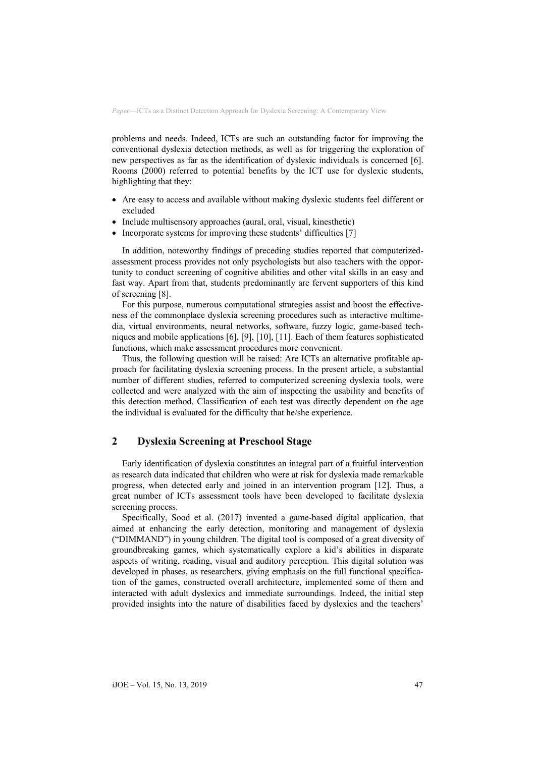problems and needs. Indeed, ICTs are such an outstanding factor for improving the conventional dyslexia detection methods, as well as for triggering the exploration of new perspectives as far as the identification of dyslexic individuals is concerned [6]. Rooms (2000) referred to potential benefits by the ICT use for dyslexic students, highlighting that they:

- Are easy to access and available without making dyslexic students feel different or excluded
- Include multisensory approaches (aural, oral, visual, kinesthetic)
- Incorporate systems for improving these students' difficulties [7]

In addition, noteworthy findings of preceding studies reported that computerized-assessment process provides not only psychologists but also teachers with the opportunity to conduct screening of cognitive abilities and other vital skills in an easy and fast way. Apart from that, students predominantly are fervent supporters of this kind of screening [8].

For this purpose, numerous computational strategies assist and boost the effectiveness of the commonplace dyslexia screening procedures such as interactive multimedia, virtual environments, neural networks, software, fuzzy logic, game-based techniques and mobile applications [6], [9], [10], [11]. Each of them features sophisticated functions, which make assessment procedures more convenient.

Thus, the following question will be raised: Are ICTs an alternative profitable approach for facilitating dyslexia screening process. In the present article, a substantial number of different studies, referred to computerized screening dyslexia tools, were collected and were analyzed with the aim of inspecting the usability and benefits of this detection method. Classification of each test was directly dependent on the age the individual is evaluated for the difficulty that he/she experience.

## 2 Dyslexia Screening at Preschool Stage

Early identification of dyslexia constitutes an integral part of a fruitful intervention as research data indicated that children who were at risk for dyslexia made remarkable progress, when detected early and joined in an intervention program [12]. Thus, a great number of ICTs assessment tools have been developed to facilitate dyslexia screening process.

Specifically, Sood et al. (2017) invented a game-based digital application, that aimed at enhancing the early detection, monitoring and management of dyslexia ("DIMMAND") in young children. The digital tool is composed of a great diversity of groundbreaking games, which systematically explore a kid's abilities in disparate aspects of writing, reading, visual and auditory perception. This digital solution was developed in phases, as researchers, giving emphasis on the full functional specification of the games, constructed overall architecture, implemented some of them and interacted with adult dyslexics and immediate surroundings. Indeed, the initial step provided insights into the nature of disabilities faced by dyslexics and the teachers'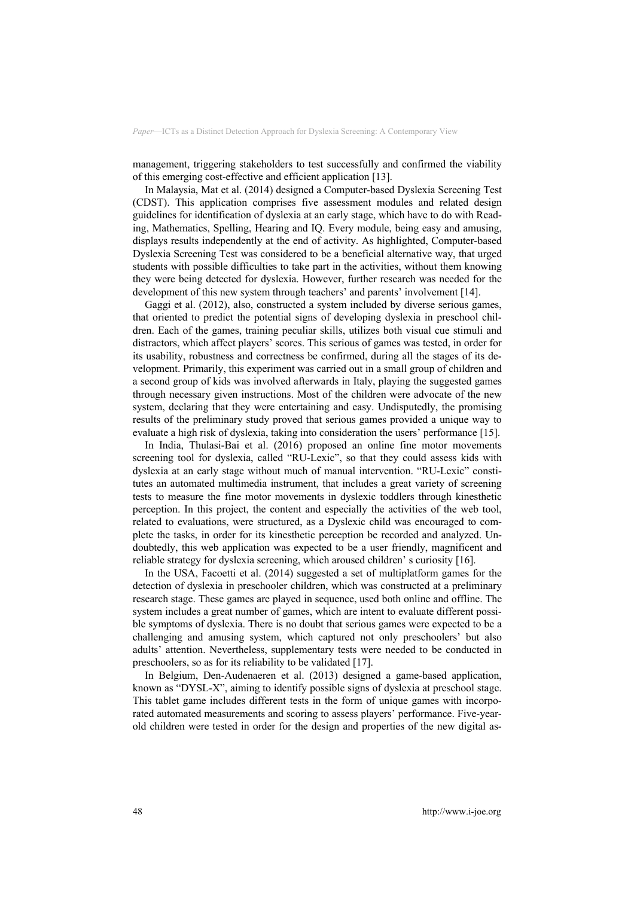management, triggering stakeholders to test successfully and confirmed the viability of this emerging cost-effective and efficient application [13].

In Malaysia, Mat et al. (2014) designed a Computer-based Dyslexia Screening Test (CDST). This application comprises five assessment modules and related design guidelines for identification of dyslexia at an early stage, which have to do with Reading, Mathematics, Spelling, Hearing and IQ. Every module, being easy and amusing, displays results independently at the end of activity. As highlighted, Computer-based Dyslexia Screening Test was considered to be a beneficial alternative way, that urged students with possible difficulties to take part in the activities, without them knowing they were being detected for dyslexia. However, further research was needed for the development of this new system through teachers' and parents' involvement [14].

Gaggi et al. (2012), also, constructed a system included by diverse serious games, that oriented to predict the potential signs of developing dyslexia in preschool children. Each of the games, training peculiar skills, utilizes both visual cue stimuli and distractors, which affect players' scores. This serious of games was tested, in order for its usability, robustness and correctness be confirmed, during all the stages of its development. Primarily, this experiment was carried out in a small group of children and a second group of kids was involved afterwards in Italy, playing the suggested games through necessary given instructions. Most of the children were advocate of the new system, declaring that they were entertaining and easy. Undisputedly, the promising results of the preliminary study proved that serious games provided a unique way to evaluate a high risk of dyslexia, taking into consideration the users' performance [15].

In India, Thulasi-Bai et al. (2016) proposed an online fine motor movements screening tool for dyslexia, called "RU-Lexic", so that they could assess kids with dyslexia at an early stage without much of manual intervention. "RU-Lexic" constitutes an automated multimedia instrument, that includes a great variety of screening tests to measure the fine motor movements in dyslexic toddlers through kinesthetic perception. In this project, the content and especially the activities of the web tool, related to evaluations, were structured, as a Dyslexic child was encouraged to complete the tasks, in order for its kinesthetic perception be recorded and analyzed. Undoubtedly, this web application was expected to be a user friendly, magnificent and reliable strategy for dyslexia screening, which aroused children' s curiosity [16].

In the USA, Facoetti et al. (2014) suggested a set of multiplatform games for the detection of dyslexia in preschooler children, which was constructed at a preliminary research stage. These games are played in sequence, used both online and offline. The system includes a great number of games, which are intent to evaluate different possible symptoms of dyslexia. There is no doubt that serious games were expected to be a challenging and amusing system, which captured not only preschoolers' but also adults' attention. Nevertheless, supplementary tests were needed to be conducted in preschoolers, so as for its reliability to be validated [17].

In Belgium, Den-Audenaeren et al. (2013) designed a game-based application, known as "DYSL-X", aiming to identify possible signs of dyslexia at preschool stage. This tablet game includes different tests in the form of unique games with incorporated automated measurements and scoring to assess players' performance. Five-year-old children were tested in order for the design and properties of the new digital as-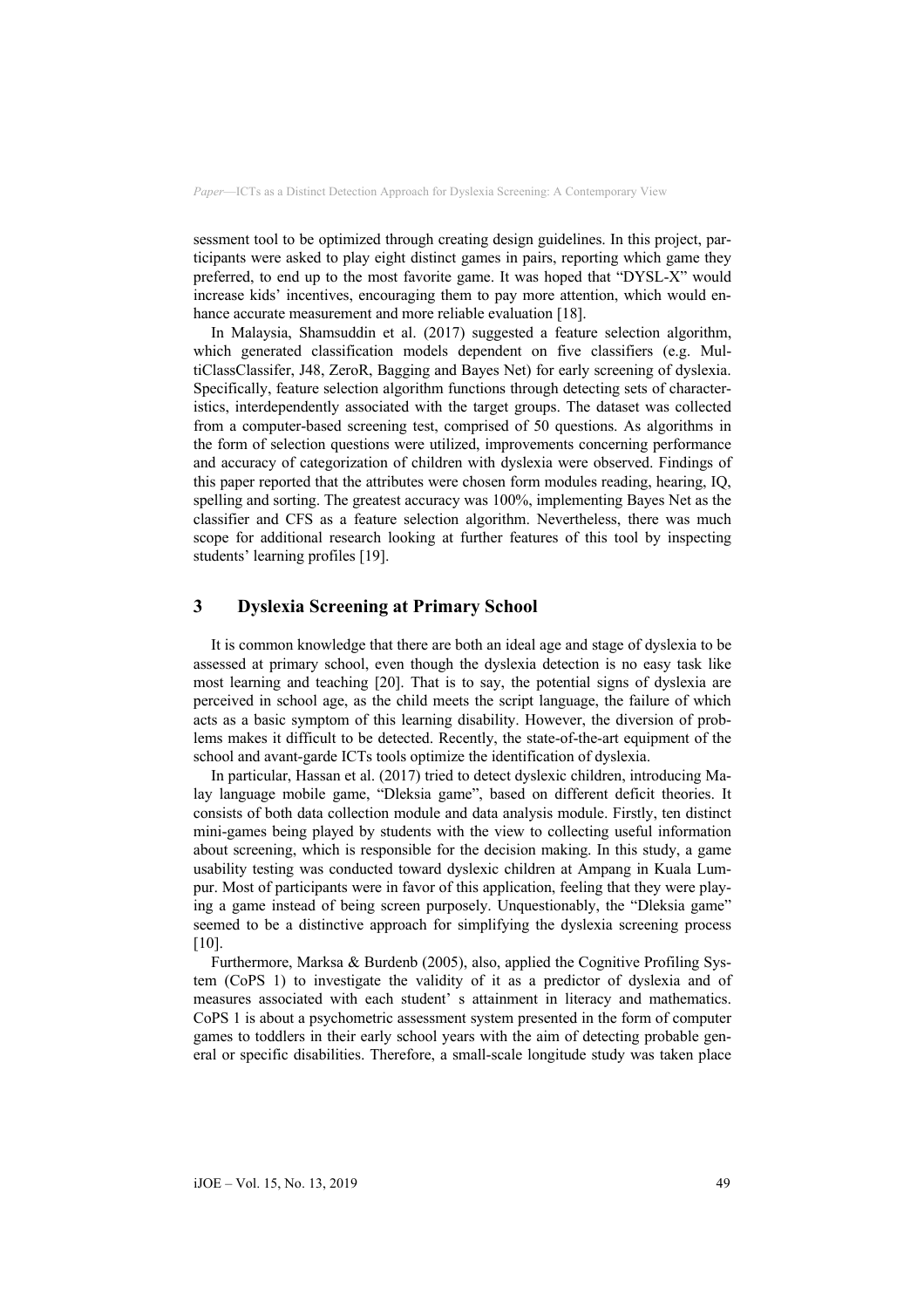sessment tool to be optimized through creating design guidelines. In this project, participants were asked to play eight distinct games in pairs, reporting which game they preferred, to end up to the most favorite game. It was hoped that "DYSL-X" would increase kids' incentives, encouraging them to pay more attention, which would enhance accurate measurement and more reliable evaluation [18].

In Malaysia, Shamsuddin et al. (2017) suggested a feature selection algorithm, which generated classification models dependent on five classifiers (e.g. MultiClassClassifer, J48, ZeroR, Bagging and Bayes Net) for early screening of dyslexia. Specifically, feature selection algorithm functions through detecting sets of characteristics, interdependently associated with the target groups. The dataset was collected from a computer-based screening test, comprised of 50 questions. As algorithms in the form of selection questions were utilized, improvements concerning performance and accuracy of categorization of children with dyslexia were observed. Findings of this paper reported that the attributes were chosen form modules reading, hearing, IQ, spelling and sorting. The greatest accuracy was 100%, implementing Bayes Net as the classifier and CFS as a feature selection algorithm. Nevertheless, there was much scope for additional research looking at further features of this tool by inspecting students' learning profiles [19].

## 3 Dyslexia Screening at Primary School

It is common knowledge that there are both an ideal age and stage of dyslexia to be assessed at primary school, even though the dyslexia detection is no easy task like most learning and teaching [20]. That is to say, the potential signs of dyslexia are perceived in school age, as the child meets the script language, the failure of which acts as a basic symptom of this learning disability. However, the diversion of problems makes it difficult to be detected. Recently, the state-of-the-art equipment of the school and avant-garde ICTs tools optimize the identification of dyslexia.

In particular, Hassan et al. (2017) tried to detect dyslexic children, introducing Malay language mobile game, "Dleksia game", based on different deficit theories. It consists of both data collection module and data analysis module. Firstly, ten distinct mini-games being played by students with the view to collecting useful information about screening, which is responsible for the decision making. In this study, a game usability testing was conducted toward dyslexic children at Ampang in Kuala Lumpur. Most of participants were in favor of this application, feeling that they were playing a game instead of being screen purposely. Unquestionably, the "Dleksia game" seemed to be a distinctive approach for simplifying the dyslexia screening process [10].

Furthermore, Marksa & Burdenb (2005), also, applied the Cognitive Profiling System (CoPS 1) to investigate the validity of it as a predictor of dyslexia and of measures associated with each student' s attainment in literacy and mathematics. CoPS 1 is about a psychometric assessment system presented in the form of computer games to toddlers in their early school years with the aim of detecting probable general or specific disabilities. Therefore, a small-scale longitude study was taken place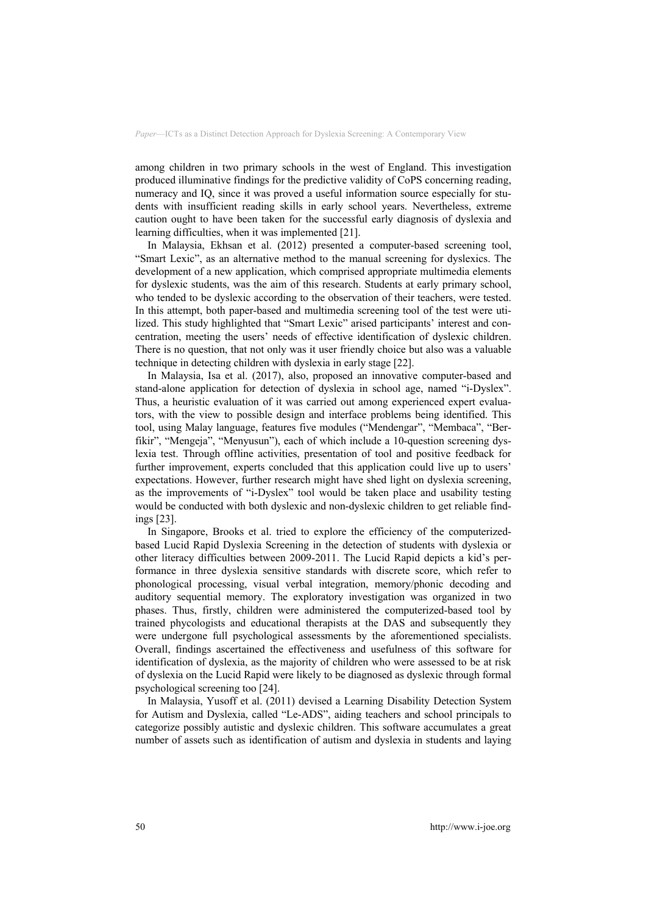among children in two primary schools in the west of England. This investigation produced illuminative findings for the predictive validity of CoPS concerning reading, numeracy and IQ, since it was proved a useful information source especially for students with insufficient reading skills in early school years. Nevertheless, extreme caution ought to have been taken for the successful early diagnosis of dyslexia and learning difficulties, when it was implemented [21].

In Malaysia, Ekhsan et al. (2012) presented a computer-based screening tool, "Smart Lexic", as an alternative method to the manual screening for dyslexics. The development of a new application, which comprised appropriate multimedia elements for dyslexic students, was the aim of this research. Students at early primary school, who tended to be dyslexic according to the observation of their teachers, were tested. In this attempt, both paper-based and multimedia screening tool of the test were utilized. This study highlighted that "Smart Lexic" arised participants' interest and concentration, meeting the users' needs of effective identification of dyslexic children. There is no question, that not only was it user friendly choice but also was a valuable technique in detecting children with dyslexia in early stage [22].

In Malaysia, Isa et al. (2017), also, proposed an innovative computer-based and stand-alone application for detection of dyslexia in school age, named "i-Dyslex". Thus, a heuristic evaluation of it was carried out among experienced expert evaluators, with the view to possible design and interface problems being identified. This tool, using Malay language, features five modules ("Mendengar", "Membaca", "Berfikir", "Mengeja", "Menyusun"), each of which include a 10-question screening dyslexia test. Through offline activities, presentation of tool and positive feedback for further improvement, experts concluded that this application could live up to users' expectations. However, further research might have shed light on dyslexia screening, as the improvements of "i-Dyslex" tool would be taken place and usability testing would be conducted with both dyslexic and non-dyslexic children to get reliable findings [23].

In Singapore, Brooks et al. tried to explore the efficiency of the computerized-based Lucid Rapid Dyslexia Screening in the detection of students with dyslexia or other literacy difficulties between 2009-2011. The Lucid Rapid depicts a kid's performance in three dyslexia sensitive standards with discrete score, which refer to phonological processing, visual verbal integration, memory/phonic decoding and auditory sequential memory. The exploratory investigation was organized in two phases. Thus, firstly, children were administered the computerized-based tool by trained phycologists and educational therapists at the DAS and subsequently they were undergone full psychological assessments by the aforementioned specialists. Overall, findings ascertained the effectiveness and usefulness of this software for identification of dyslexia, as the majority of children who were assessed to be at risk of dyslexia on the Lucid Rapid were likely to be diagnosed as dyslexic through formal psychological screening too [24].

In Malaysia, Yusoff et al. (2011) devised a Learning Disability Detection System for Autism and Dyslexia, called "Le-ADS", aiding teachers and school principals to categorize possibly autistic and dyslexic children. This software accumulates a great number of assets such as identification of autism and dyslexia in students and laying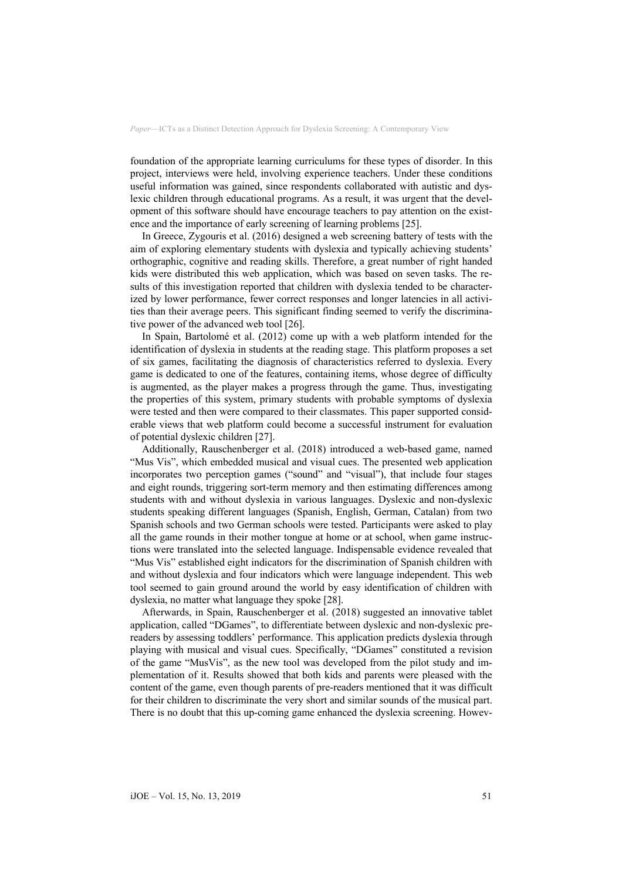foundation of the appropriate learning curriculums for these types of disorder. In this project, interviews were held, involving experience teachers. Under these conditions useful information was gained, since respondents collaborated with autistic and dyslexic children through educational programs. As a result, it was urgent that the development of this software should have encourage teachers to pay attention on the existence and the importance of early screening of learning problems [25].

In Greece, Zygouris et al. (2016) designed a web screening battery of tests with the aim of exploring elementary students with dyslexia and typically achieving students' orthographic, cognitive and reading skills. Therefore, a great number of right handed kids were distributed this web application, which was based on seven tasks. The results of this investigation reported that children with dyslexia tended to be characterized by lower performance, fewer correct responses and longer latencies in all activities than their average peers. This significant finding seemed to verify the discriminative power of the advanced web tool [26].

In Spain, Bartolomé et al. (2012) come up with a web platform intended for the identification of dyslexia in students at the reading stage. This platform proposes a set of six games, facilitating the diagnosis of characteristics referred to dyslexia. Every game is dedicated to one of the features, containing items, whose degree of difficulty is augmented, as the player makes a progress through the game. Thus, investigating the properties of this system, primary students with probable symptoms of dyslexia were tested and then were compared to their classmates. This paper supported considerable views that web platform could become a successful instrument for evaluation of potential dyslexic children [27].

Additionally, Rauschenberger et al. (2018) introduced a web-based game, named "Mus Vis", which embedded musical and visual cues. The presented web application incorporates two perception games ("sound" and "visual"), that include four stages and eight rounds, triggering sort-term memory and then estimating differences among students with and without dyslexia in various languages. Dyslexic and non-dyslexic students speaking different languages (Spanish, English, German, Catalan) from two Spanish schools and two German schools were tested. Participants were asked to play all the game rounds in their mother tongue at home or at school, when game instructions were translated into the selected language. Indispensable evidence revealed that "Mus Vis" established eight indicators for the discrimination of Spanish children with and without dyslexia and four indicators which were language independent. This web tool seemed to gain ground around the world by easy identification of children with dyslexia, no matter what language they spoke [28].

Afterwards, in Spain, Rauschenberger et al. (2018) suggested an innovative tablet application, called "DGames", to differentiate between dyslexic and non-dyslexic pre-readers by assessing toddlers' performance. This application predicts dyslexia through playing with musical and visual cues. Specifically, "DGames" constituted a revision of the game "MusVis", as the new tool was developed from the pilot study and implementation of it. Results showed that both kids and parents were pleased with the content of the game, even though parents of pre-readers mentioned that it was difficult for their children to discriminate the very short and similar sounds of the musical part. There is no doubt that this up-coming game enhanced the dyslexia screening. Howev-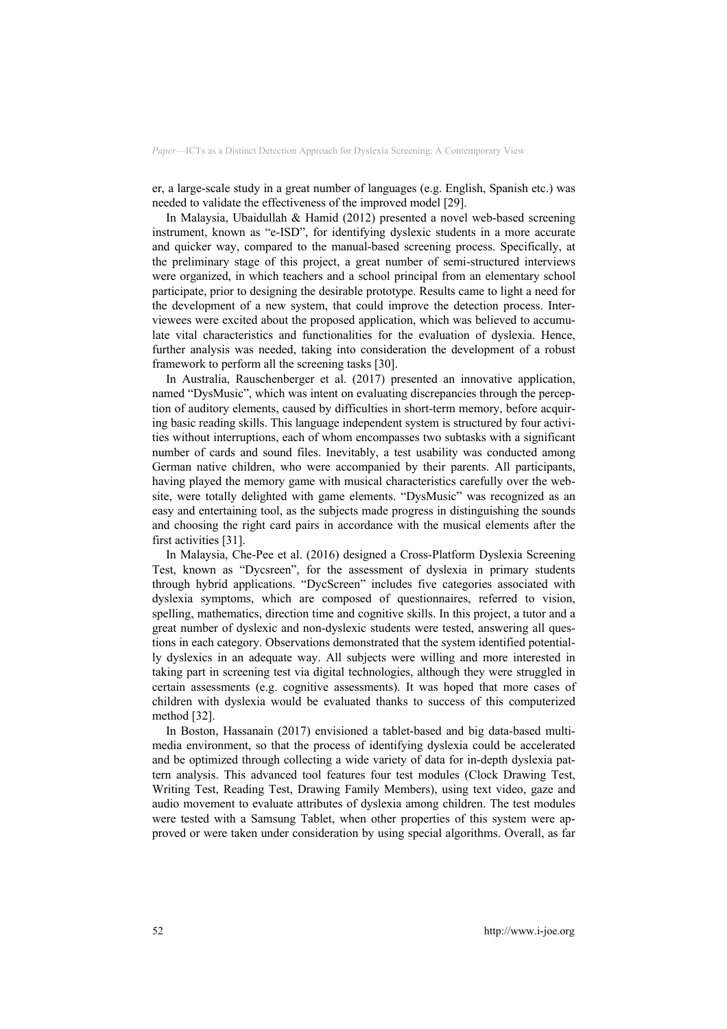er, a large-scale study in a great number of languages (e.g. English, Spanish etc.) was needed to validate the effectiveness of the improved model [29].

In Malaysia, Ubaidullah & Hamid (2012) presented a novel web-based screening instrument, known as "e-ISD", for identifying dyslexic students in a more accurate and quicker way, compared to the manual-based screening process. Specifically, at the preliminary stage of this project, a great number of semi-structured interviews were organized, in which teachers and a school principal from an elementary school participate, prior to designing the desirable prototype. Results came to light a need for the development of a new system, that could improve the detection process. Interviewees were excited about the proposed application, which was believed to accumulate vital characteristics and functionalities for the evaluation of dyslexia. Hence, further analysis was needed, taking into consideration the development of a robust framework to perform all the screening tasks [30].

In Australia, Rauschenberger et al. (2017) presented an innovative application, named "DysMusic", which was intent on evaluating discrepancies through the perception of auditory elements, caused by difficulties in short-term memory, before acquiring basic reading skills. This language independent system is structured by four activities without interruptions, each of whom encompasses two subtasks with a significant number of cards and sound files. Inevitably, a test usability was conducted among German native children, who were accompanied by their parents. All participants, having played the memory game with musical characteristics carefully over the website, were totally delighted with game elements. "DysMusic" was recognized as an easy and entertaining tool, as the subjects made progress in distinguishing the sounds and choosing the right card pairs in accordance with the musical elements after the first activities [31].

In Malaysia, Che-Pee et al. (2016) designed a Cross-Platform Dyslexia Screening Test, known as "Dycsreen", for the assessment of dyslexia in primary students through hybrid applications. "DycScreen" includes five categories associated with dyslexia symptoms, which are composed of questionnaires, referred to vision, spelling, mathematics, direction time and cognitive skills. In this project, a tutor and a great number of dyslexic and non-dyslexic students were tested, answering all questions in each category. Observations demonstrated that the system identified potentially dyslexics in an adequate way. All subjects were willing and more interested in taking part in screening test via digital technologies, although they were struggled in certain assessments (e.g. cognitive assessments). It was hoped that more cases of children with dyslexia would be evaluated thanks to success of this computerized method [32].

In Boston, Hassanain (2017) envisioned a tablet-based and big data-based multimedia environment, so that the process of identifying dyslexia could be accelerated and be optimized through collecting a wide variety of data for in-depth dyslexia pattern analysis. This advanced tool features four test modules (Clock Drawing Test, Writing Test, Reading Test, Drawing Family Members), using text video, gaze and audio movement to evaluate attributes of dyslexia among children. The test modules were tested with a Samsung Tablet, when other properties of this system were approved or were taken under consideration by using special algorithms. Overall, as far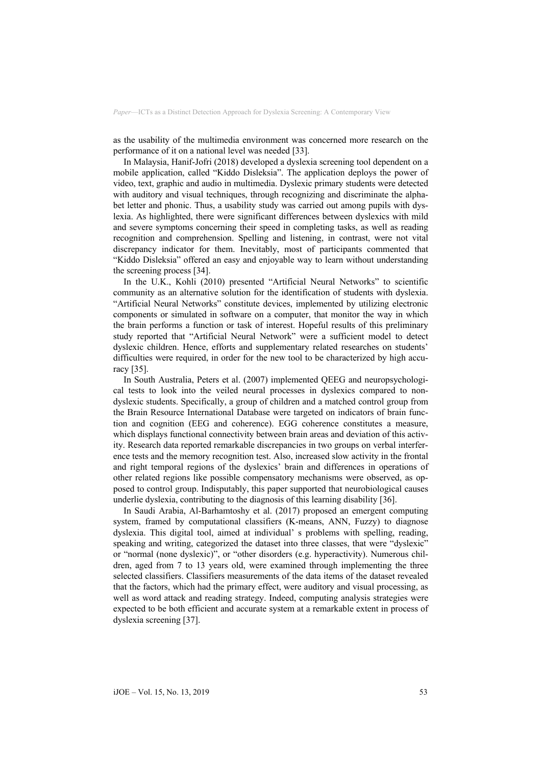as the usability of the multimedia environment was concerned more research on the performance of it on a national level was needed [33].

In Malaysia, Hanif-Jofri (2018) developed a dyslexia screening tool dependent on a mobile application, called "Kiddo Disleksia". The application deploys the power of video, text, graphic and audio in multimedia. Dyslexic primary students were detected with auditory and visual techniques, through recognizing and discriminate the alphabet letter and phonic. Thus, a usability study was carried out among pupils with dyslexia. As highlighted, there were significant differences between dyslexics with mild and severe symptoms concerning their speed in completing tasks, as well as reading recognition and comprehension. Spelling and listening, in contrast, were not vital discrepancy indicator for them. Inevitably, most of participants commented that "Kiddo Disleksia" offered an easy and enjoyable way to learn without understanding the screening process [34].

In the U.K., Kohli (2010) presented "Artificial Neural Networks" to scientific community as an alternative solution for the identification of students with dyslexia. "Artificial Neural Networks" constitute devices, implemented by utilizing electronic components or simulated in software on a computer, that monitor the way in which the brain performs a function or task of interest. Hopeful results of this preliminary study reported that "Artificial Neural Network" were a sufficient model to detect dyslexic children. Hence, efforts and supplementary related researches on students' difficulties were required, in order for the new tool to be characterized by high accuracy [35].

In South Australia, Peters et al. (2007) implemented QEEG and neuropsychological tests to look into the veiled neural processes in dyslexics compared to non-dyslexic students. Specifically, a group of children and a matched control group from the Brain Resource International Database were targeted on indicators of brain function and cognition (EEG and coherence). EGG coherence constitutes a measure, which displays functional connectivity between brain areas and deviation of this activity. Research data reported remarkable discrepancies in two groups on verbal interference tests and the memory recognition test. Also, increased slow activity in the frontal and right temporal regions of the dyslexics' brain and differences in operations of other related regions like possible compensatory mechanisms were observed, as opposed to control group. Indisputably, this paper supported that neurobiological causes underlie dyslexia, contributing to the diagnosis of this learning disability [36].

In Saudi Arabia, Al-Barhamtoshy et al. (2017) proposed an emergent computing system, framed by computational classifiers (K-means, ANN, Fuzzy) to diagnose dyslexia. This digital tool, aimed at individual' s problems with spelling, reading, speaking and writing, categorized the dataset into three classes, that were "dyslexic" or "normal (none dyslexic)", or "other disorders (e.g. hyperactivity). Numerous children, aged from 7 to 13 years old, were examined through implementing the three selected classifiers. Classifiers measurements of the data items of the dataset revealed that the factors, which had the primary effect, were auditory and visual processing, as well as word attack and reading strategy. Indeed, computing analysis strategies were expected to be both efficient and accurate system at a remarkable extent in process of dyslexia screening [37].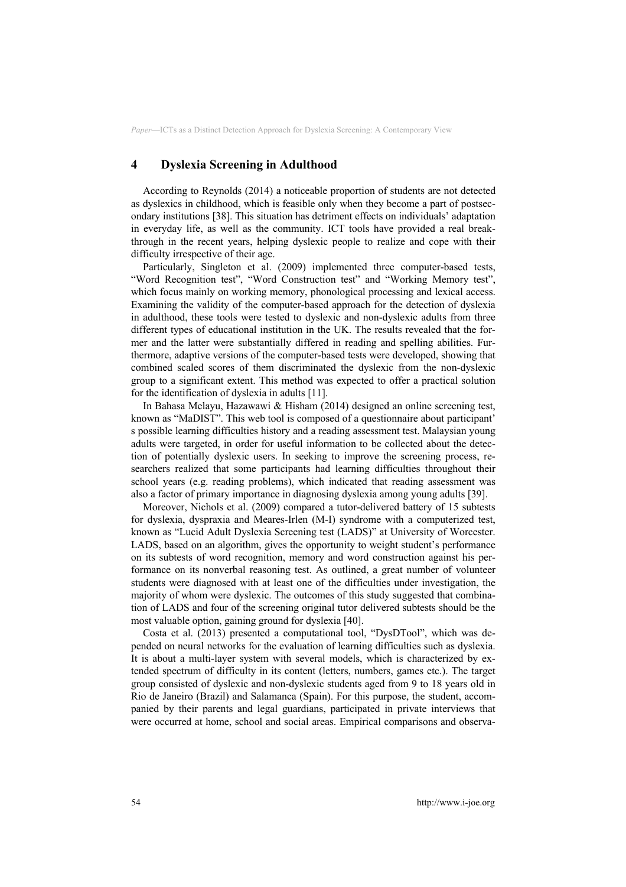## 4 Dyslexia Screening in Adulthood

According to Reynolds (2014) a noticeable proportion of students are not detected as dyslexics in childhood, which is feasible only when they become a part of postsecondary institutions [38]. This situation has detriment effects on individuals' adaptation in everyday life, as well as the community. ICT tools have provided a real breakthrough in the recent years, helping dyslexic people to realize and cope with their difficulty irrespective of their age.

Particularly, Singleton et al. (2009) implemented three computer-based tests, "Word Recognition test", "Word Construction test" and "Working Memory test", which focus mainly on working memory, phonological processing and lexical access. Examining the validity of the computer-based approach for the detection of dyslexia in adulthood, these tools were tested to dyslexic and non-dyslexic adults from three different types of educational institution in the UK. The results revealed that the former and the latter were substantially differed in reading and spelling abilities. Furthermore, adaptive versions of the computer-based tests were developed, showing that combined scaled scores of them discriminated the dyslexic from the non-dyslexic group to a significant extent. This method was expected to offer a practical solution for the identification of dyslexia in adults [11].

In Bahasa Melayu, Hazawawi & Hisham (2014) designed an online screening test, known as "MaDIST". This web tool is composed of a questionnaire about participant' s possible learning difficulties history and a reading assessment test. Malaysian young adults were targeted, in order for useful information to be collected about the detection of potentially dyslexic users. In seeking to improve the screening process, researchers realized that some participants had learning difficulties throughout their school years (e.g. reading problems), which indicated that reading assessment was also a factor of primary importance in diagnosing dyslexia among young adults [39].

Moreover, Nichols et al. (2009) compared a tutor-delivered battery of 15 subtests for dyslexia, dyspraxia and Meares-Irlen (M-I) syndrome with a computerized test, known as "Lucid Adult Dyslexia Screening test (LADS)" at University of Worcester. LADS, based on an algorithm, gives the opportunity to weight student's performance on its subtests of word recognition, memory and word construction against his performance on its nonverbal reasoning test. As outlined, a great number of volunteer students were diagnosed with at least one of the difficulties under investigation, the majority of whom were dyslexic. The outcomes of this study suggested that combination of LADS and four of the screening original tutor delivered subtests should be the most valuable option, gaining ground for dyslexia [40].

Costa et al. (2013) presented a computational tool, "DysDTool", which was depended on neural networks for the evaluation of learning difficulties such as dyslexia. It is about a multi-layer system with several models, which is characterized by extended spectrum of difficulty in its content (letters, numbers, games etc.). The target group consisted of dyslexic and non-dyslexic students aged from 9 to 18 years old in Rio de Janeiro (Brazil) and Salamanca (Spain). For this purpose, the student, accompanied by their parents and legal guardians, participated in private interviews that were occurred at home, school and social areas. Empirical comparisons and observa-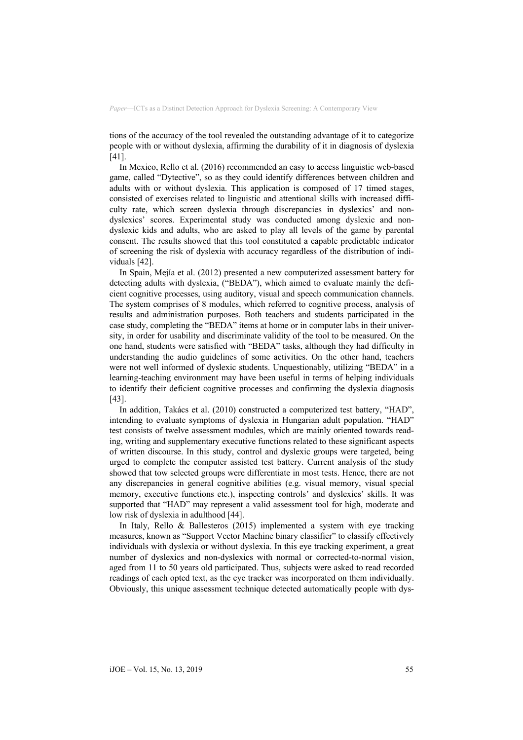tions of the accuracy of the tool revealed the outstanding advantage of it to categorize people with or without dyslexia, affirming the durability of it in diagnosis of dyslexia [41].

In Mexico, Rello et al. (2016) recommended an easy to access linguistic web-based game, called "Dytective", so as they could identify differences between children and adults with or without dyslexia. This application is composed of 17 timed stages, consisted of exercises related to linguistic and attentional skills with increased difficulty rate, which screen dyslexia through discrepancies in dyslexics' and non-dyslexics' scores. Experimental study was conducted among dyslexic and non-dyslexic kids and adults, who are asked to play all levels of the game by parental consent. The results showed that this tool constituted a capable predictable indicator of screening the risk of dyslexia with accuracy regardless of the distribution of individuals [42].

In Spain, Mejía et al. (2012) presented a new computerized assessment battery for detecting adults with dyslexia, ("BEDA"), which aimed to evaluate mainly the deficient cognitive processes, using auditory, visual and speech communication channels. The system comprises of 8 modules, which referred to cognitive process, analysis of results and administration purposes. Both teachers and students participated in the case study, completing the "BEDA" items at home or in computer labs in their university, in order for usability and discriminate validity of the tool to be measured. On the one hand, students were satisfied with "BEDA" tasks, although they had difficulty in understanding the audio guidelines of some activities. On the other hand, teachers were not well informed of dyslexic students. Unquestionably, utilizing "BEDA" in a learning-teaching environment may have been useful in terms of helping individuals to identify their deficient cognitive processes and confirming the dyslexia diagnosis [43].

In addition, Takács et al. (2010) constructed a computerized test battery, "HAD", intending to evaluate symptoms of dyslexia in Hungarian adult population. "HAD" test consists of twelve assessment modules, which are mainly oriented towards reading, writing and supplementary executive functions related to these significant aspects of written discourse. In this study, control and dyslexic groups were targeted, being urged to complete the computer assisted test battery. Current analysis of the study showed that tow selected groups were differentiate in most tests. Hence, there are not any discrepancies in general cognitive abilities (e.g. visual memory, visual special memory, executive functions etc.), inspecting controls' and dyslexics' skills. It was supported that "HAD" may represent a valid assessment tool for high, moderate and low risk of dyslexia in adulthood [44].

In Italy, Rello & Ballesteros (2015) implemented a system with eye tracking measures, known as "Support Vector Machine binary classifier" to classify effectively individuals with dyslexia or without dyslexia. In this eye tracking experiment, a great number of dyslexics and non-dyslexics with normal or corrected-to-normal vision, aged from 11 to 50 years old participated. Thus, subjects were asked to read recorded readings of each opted text, as the eye tracker was incorporated on them individually. Obviously, this unique assessment technique detected automatically people with dys-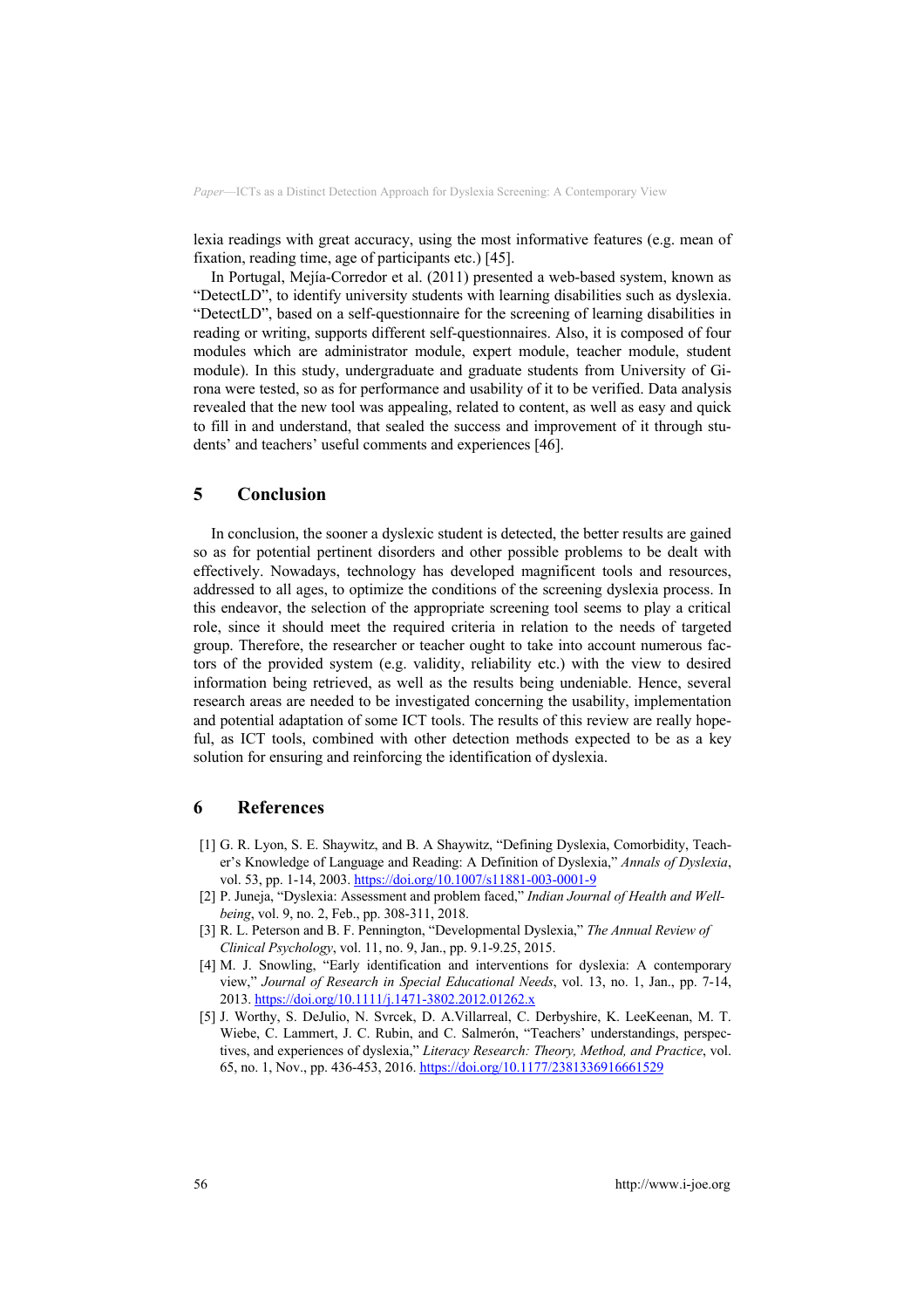lexia readings with great accuracy, using the most informative features (e.g. mean of fixation, reading time, age of participants etc.) [45].

In Portugal, Mejía-Corredor et al. (2011) presented a web-based system, known as "DetectLD", to identify university students with learning disabilities such as dyslexia. "DetectLD", based on a self-questionnaire for the screening of learning disabilities in reading or writing, supports different self-questionnaires. Also, it is composed of four modules which are administrator module, expert module, teacher module, student module). In this study, undergraduate and graduate students from University of Girona were tested, so as for performance and usability of it to be verified. Data analysis revealed that the new tool was appealing, related to content, as well as easy and quick to fill in and understand, that sealed the success and improvement of it through students' and teachers' useful comments and experiences [46].

## 5 Conclusion

In conclusion, the sooner a dyslexic student is detected, the better results are gained so as for potential pertinent disorders and other possible problems to be dealt with effectively. Nowadays, technology has developed magnificent tools and resources, addressed to all ages, to optimize the conditions of the screening dyslexia process. In this endeavor, the selection of the appropriate screening tool seems to play a critical role, since it should meet the required criteria in relation to the needs of targeted group. Therefore, the researcher or teacher ought to take into account numerous factors of the provided system (e.g. validity, reliability etc.) with the view to desired information being retrieved, as well as the results being undeniable. Hence, several research areas are needed to be investigated concerning the usability, implementation and potential adaptation of some ICT tools. The results of this review are really hopeful, as ICT tools, combined with other detection methods expected to be as a key solution for ensuring and reinforcing the identification of dyslexia.

## 6 References

[1] G. R. Lyon, S. E. Shaywitz, and B. A Shaywitz, "Defining Dyslexia, Comorbidity, Teacher's Knowledge of Language and Reading: A Definition of Dyslexia," *Annals of Dyslexia*, vol. 53, pp. 1-14, 2003. https://doi.org/10.1007/s11881-003-0001-9

[2] P. Juneja, "Dyslexia: Assessment and problem faced," *Indian Journal of Health and Wellbeing*, vol. 9, no. 2, Feb., pp. 308-311, 2018.

[3] R. L. Peterson and B. F. Pennington, "Developmental Dyslexia," *The Annual Review of Clinical Psychology*, vol. 11, no. 9, Jan., pp. 9.1-9.25, 2015.

[4] M. J. Snowling, "Early identification and interventions for dyslexia: A contemporary view," *Journal of Research in Special Educational Needs*, vol. 13, no. 1, Jan., pp. 7-14, 2013. https://doi.org/10.1111/j.1471-3802.2012.01262.x

[5] J. Worthy, S. DeJulio, N. Svrcek, D. A.Villarreal, C. Derbyshire, K. LeeKeenan, M. T. Wiebe, C. Lammert, J. C. Rubin, and C. Salmerón, "Teachers' understandings, perspectives, and experiences of dyslexia," *Literacy Research: Theory, Method, and Practice*, vol. 65, no. 1, Nov., pp. 436-453, 2016. https://doi.org/10.1177/2381336916661529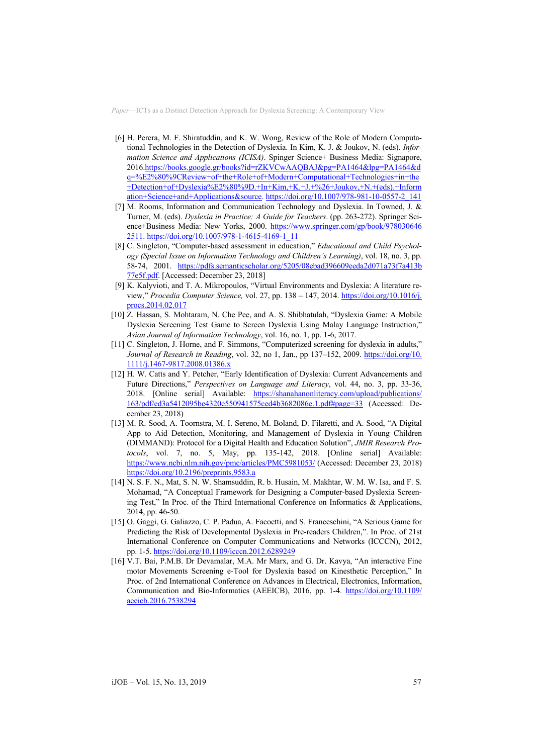[6] H. Perera, M. F. Shiratuddin, and K. W. Wong, Review of the Role of Modern Computational Technologies in the Detection of Dyslexia. In Kim, K. J. & Joukov, N. (eds). *Information Science and Applications (ICISA)*. Spinger Science+ Business Media: Signapore, 2016.https://books.google.gr/books?id=rZKVCwAAQBAJ&pg=PA1464&lpg=PA1464&dq=%E2%80%9CReview+of+the+Role+of+Modern+Computational+Technologies+in+the+Detection+of+Dyslexia%E2%80%9D.+In+Kim,+K.+J.+%26+Joukov,+N.+(eds).+Information+Science+and+Applications&source. https://doi.org/10.1007/978-981-10-0557-2_141

[7] M. Rooms, Information and Communication Technology and Dyslexia. In Towned, J. & Turner, M. (eds). *Dyslexia in Practice: A Guide for Teachers*. (pp. 263-272). Springer Science+Business Media: New Yorks, 2000. https://www.springer.com/gp/book/9780306462511. https://doi.org/10.1007/978-1-4615-4169-1_11

[8] C. Singleton, "Computer-based assessment in education," *Educational and Child Psychology (Special Issue on Information Technology and Children's Learning)*, vol. 18, no. 3, pp. 58-74, 2001. https://pdfs.semanticscholar.org/5205/08ebad396609eeda2d071a73f7a413b77e5f.pdf. [Accessed: December 23, 2018]

[9] K. Kalyvioti, and T. A. Mikropoulos, "Virtual Environments and Dyslexia: A literature review," *Procedia Computer Science,* vol. 27, pp. 138 – 147, 2014. https://doi.org/10.1016/j.procs.2014.02.017

[10] Z. Hassan, S. Mohtaram, N. Che Pee, and A. S. Shibhatulah, "Dyslexia Game: A Mobile Dyslexia Screening Test Game to Screen Dyslexia Using Malay Language Instruction," *Asian Journal of Information Technology*, vol. 16, no. 1, pp. 1-6, 2017.

[11] C. Singleton, J. Horne, and F. Simmons, "Computerized screening for dyslexia in adults," *Journal of Research in Reading*, vol. 32, no 1, Jan., pp 137–152, 2009. https://doi.org/10.1111/j.1467-9817.2008.01386.x

[12] H. W. Catts and Y. Petcher, "Early Identification of Dyslexia: Current Advancements and Future Directions," *Perspectives on Language and Literacy*, vol. 44, no. 3, pp. 33-36, 2018. [Online serial] Available: https://shanahanonliteracy.com/upload/publications/163/pdf/ed3a5412095be4320e550941575ced4b3682086e.1.pdf#page=33 (Accessed: December 23, 2018)

[13] M. R. Sood, A. Toornstra, M. I. Sereno, M. Boland, D. Filaretti, and A. Sood, "A Digital App to Aid Detection, Monitoring, and Management of Dyslexia in Young Children (DIMMAND): Protocol for a Digital Health and Education Solution", *JMIR Research Protocols*, vol. 7, no. 5, May, pp. 135-142, 2018. [Online serial] Available: https://www.ncbi.nlm.nih.gov/pmc/articles/PMC5981053/ (Accessed: December 23, 2018) https://doi.org/10.2196/preprints.9583.a

[14] N. S. F. N., Mat, S. N. W. Shamsuddin, R. b. Husain, M. Makhtar, W. M. W. Isa, and F. S. Mohamad, "A Conceptual Framework for Designing a Computer-based Dyslexia Screening Test," In Proc. of the Third International Conference on Informatics & Applications, 2014, pp. 46-50.

[15] O. Gaggi, G. Galiazzo, C. P. Padua, A. Facoetti, and S. Franceschini, "A Serious Game for Predicting the Risk of Developmental Dyslexia in Pre-readers Children,". In Proc. of 21st International Conference on Computer Communications and Networks (ICCCN), 2012, pp. 1-5. https://doi.org/10.1109/icccn.2012.6289249

[16] V.T. Bai, P.M.B. Dr Devamalar, M.A. Mr Marx, and G. Dr. Kavya, "An interactive Fine motor Movements Screening e-Tool for Dyslexia based on Kinesthetic Perception," In Proc. of 2nd International Conference on Advances in Electrical, Electronics, Information, Communication and Bio-Informatics (AEEICB), 2016, pp. 1-4. https://doi.org/10.1109/aeeicb.2016.7538294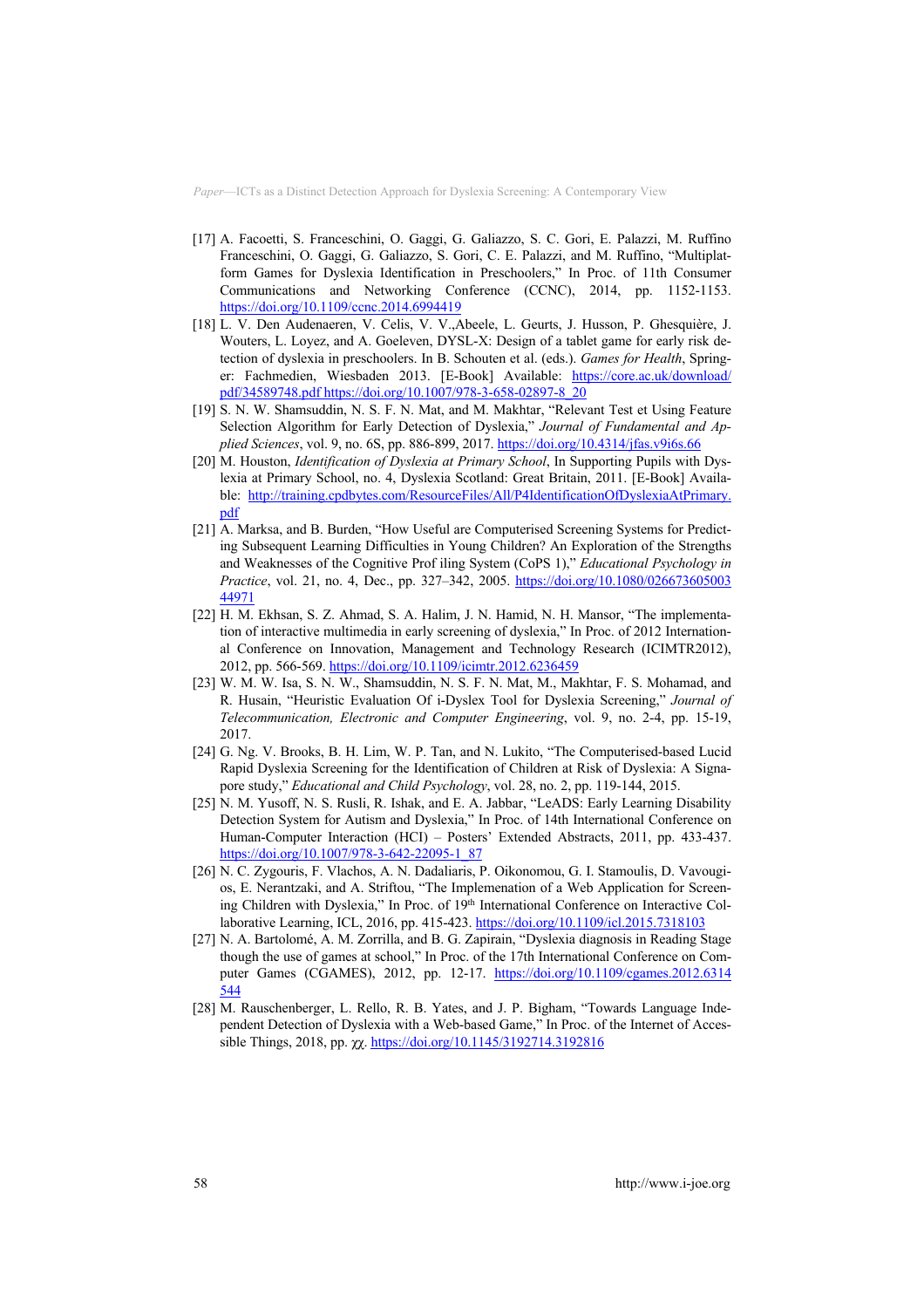[17] A. Facoetti, S. Franceschini, O. Gaggi, G. Galiazzo, S. C. Gori, E. Palazzi, M. Ruffino Franceschini, O. Gaggi, G. Galiazzo, S. Gori, C. E. Palazzi, and M. Ruffino, "Multiplatform Games for Dyslexia Identification in Preschoolers," In Proc. of 11th Consumer Communications and Networking Conference (CCNC), 2014, pp. 1152-1153. https://doi.org/10.1109/ccnc.2014.6994419

[18] L. V. Den Audenaeren, V. Celis, V. V.,Abeele, L. Geurts, J. Husson, P. Ghesquière, J. Wouters, L. Loyez, and A. Goeleven, DYSL-X: Design of a tablet game for early risk detection of dyslexia in preschoolers. In B. Schouten et al. (eds.). *Games for Health*, Springer: Fachmedien, Wiesbaden 2013. [E-Book] Available: https://core.ac.uk/download/pdf/34589748.pdf https://doi.org/10.1007/978-3-658-02897-8_20

[19] S. N. W. Shamsuddin, N. S. F. N. Mat, and M. Makhtar, "Relevant Test et Using Feature Selection Algorithm for Early Detection of Dyslexia," *Journal of Fundamental and Applied Sciences*, vol. 9, no. 6S, pp. 886-899, 2017. https://doi.org/10.4314/jfas.v9i6s.66

[20] M. Houston, *Identification of Dyslexia at Primary School*, In Supporting Pupils with Dyslexia at Primary School, no. 4, Dyslexia Scotland: Great Britain, 2011. [E-Book] Available: http://training.cpdbytes.com/ResourceFiles/All/P4IdentificationOfDyslexiaAtPrimary.pdf

[21] A. Marksa, and B. Burden, "How Useful are Computerised Screening Systems for Predicting Subsequent Learning Difficulties in Young Children? An Exploration of the Strengths and Weaknesses of the Cognitive Prof iling System (CoPS 1)," *Educational Psychology in Practice*, vol. 21, no. 4, Dec., pp. 327–342, 2005. https://doi.org/10.1080/02667360500344971

[22] H. M. Ekhsan, S. Z. Ahmad, S. A. Halim, J. N. Hamid, N. H. Mansor, "The implementation of interactive multimedia in early screening of dyslexia," In Proc. of 2012 International Conference on Innovation, Management and Technology Research (ICIMTR2012), 2012, pp. 566-569. https://doi.org/10.1109/icimtr.2012.6236459

[23] W. M. W. Isa, S. N. W., Shamsuddin, N. S. F. N. Mat, M., Makhtar, F. S. Mohamad, and R. Husain, "Heuristic Evaluation Of i-Dyslex Tool for Dyslexia Screening," *Journal of Telecommunication, Electronic and Computer Engineering*, vol. 9, no. 2-4, pp. 15-19, 2017.

[24] G. Ng. V. Brooks, B. H. Lim, W. P. Tan, and N. Lukito, "The Computerised-based Lucid Rapid Dyslexia Screening for the Identification of Children at Risk of Dyslexia: A Signapore study," *Educational and Child Psychology*, vol. 28, no. 2, pp. 119-144, 2015.

[25] N. M. Yusoff, N. S. Rusli, R. Ishak, and E. A. Jabbar, "LeADS: Early Learning Disability Detection System for Autism and Dyslexia," In Proc. of 14th International Conference on Human-Computer Interaction (HCI) – Posters' Extended Abstracts, 2011, pp. 433-437. https://doi.org/10.1007/978-3-642-22095-1_87

[26] N. C. Zygouris, F. Vlachos, A. N. Dadaliaris, P. Oikonomou, G. I. Stamoulis, D. Vavougios, E. Nerantzaki, and A. Striftou, "The Implemenation of a Web Application for Screening Children with Dyslexia," In Proc. of 19th International Conference on Interactive Collaborative Learning, ICL, 2016, pp. 415-423. https://doi.org/10.1109/icl.2015.7318103

[27] N. A. Bartolomé, A. M. Zorrilla, and B. G. Zapirain, "Dyslexia diagnosis in Reading Stage though the use of games at school," In Proc. of the 17th International Conference on Computer Games (CGAMES), 2012, pp. 12-17. https://doi.org/10.1109/cgames.2012.6314544

[28] M. Rauschenberger, L. Rello, R. B. Yates, and J. P. Bigham, "Towards Language Independent Detection of Dyslexia with a Web-based Game," In Proc. of the Internet of Accessible Things, 2018, pp. χχ. https://doi.org/10.1145/3192714.3192816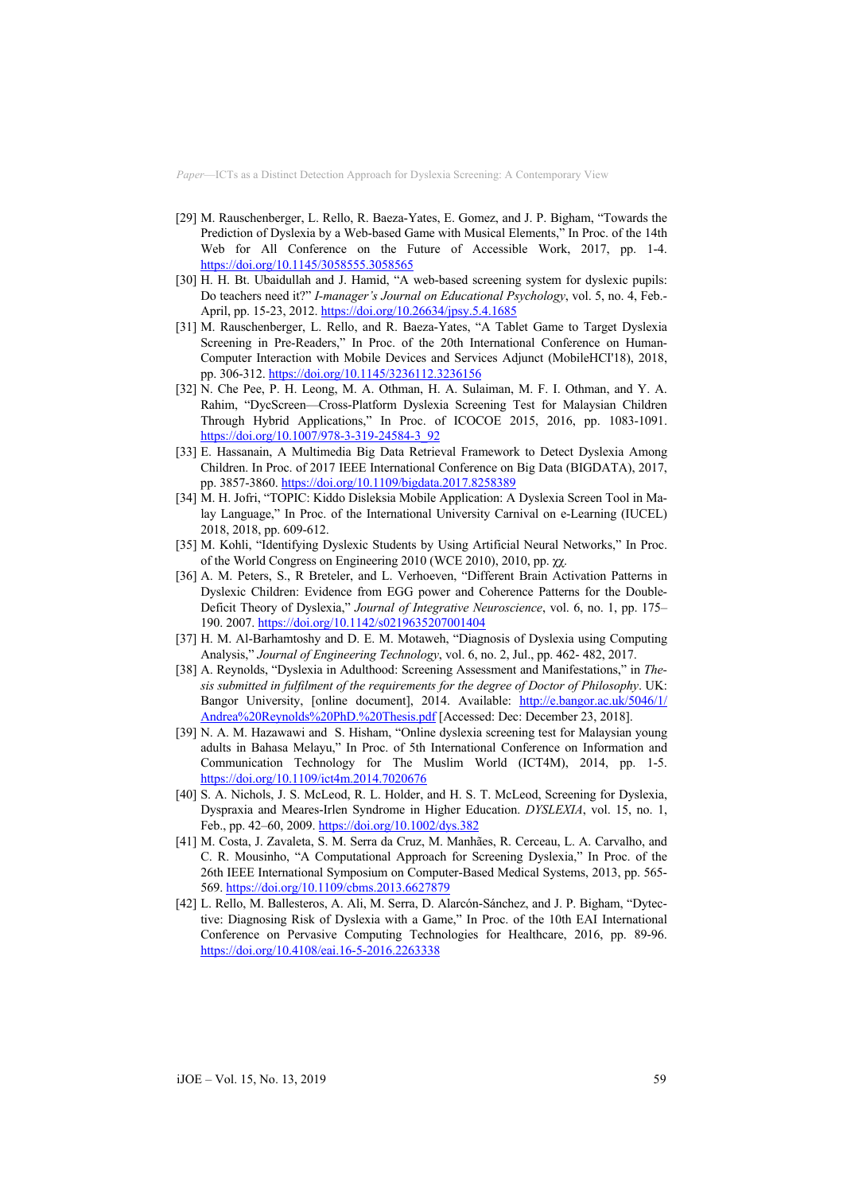[29] M. Rauschenberger, L. Rello, R. Baeza-Yates, E. Gomez, and J. P. Bigham, "Towards the Prediction of Dyslexia by a Web-based Game with Musical Elements," In Proc. of the 14th Web for All Conference on the Future of Accessible Work, 2017, pp. 1-4. https://doi.org/10.1145/3058555.3058565

[30] H. H. Bt. Ubaidullah and J. Hamid, "A web-based screening system for dyslexic pupils: Do teachers need it?" *I-manager's Journal on Educational Psychology*, vol. 5, no. 4, Feb.-April, pp. 15-23, 2012. https://doi.org/10.26634/jpsy.5.4.1685

[31] M. Rauschenberger, L. Rello, and R. Baeza-Yates, "A Tablet Game to Target Dyslexia Screening in Pre-Readers," In Proc. of the 20th International Conference on Human-Computer Interaction with Mobile Devices and Services Adjunct (MobileHCI'18), 2018, pp. 306-312. https://doi.org/10.1145/3236112.3236156

[32] N. Che Pee, P. H. Leong, M. A. Othman, H. A. Sulaiman, M. F. I. Othman, and Y. A. Rahim, "DycScreen—Cross-Platform Dyslexia Screening Test for Malaysian Children Through Hybrid Applications," In Proc. of ICOCOE 2015, 2016, pp. 1083-1091. https://doi.org/10.1007/978-3-319-24584-3_92

[33] E. Hassanain, A Multimedia Big Data Retrieval Framework to Detect Dyslexia Among Children. In Proc. of 2017 IEEE International Conference on Big Data (BIGDATA), 2017, pp. 3857-3860. https://doi.org/10.1109/bigdata.2017.8258389

[34] M. H. Jofri, "TOPIC: Kiddo Disleksia Mobile Application: A Dyslexia Screen Tool in Malay Language," In Proc. of the International University Carnival on e-Learning (IUCEL) 2018, 2018, pp. 609-612.

[35] M. Kohli, "Identifying Dyslexic Students by Using Artificial Neural Networks," In Proc. of the World Congress on Engineering 2010 (WCE 2010), 2010, pp. χχ.

[36] A. M. Peters, S., R Breteler, and L. Verhoeven, "Different Brain Activation Patterns in Dyslexic Children: Evidence from EGG power and Coherence Patterns for the Double-Deficit Theory of Dyslexia," *Journal of Integrative Neuroscience*, vol. 6, no. 1, pp. 175–190. 2007. https://doi.org/10.1142/s0219635207001404

[37] H. M. Al-Barhamtoshy and D. E. M. Motaweh, "Diagnosis of Dyslexia using Computing Analysis," *Journal of Engineering Technology*, vol. 6, no. 2, Jul., pp. 462- 482, 2017.

[38] A. Reynolds, "Dyslexia in Adulthood: Screening Assessment and Manifestations," in *Thesis submitted in fulfilment of the requirements for the degree of Doctor of Philosophy*. UK: Bangor University, [online document], 2014. Available: http://e.bangor.ac.uk/5046/1/Andrea%20Reynolds%20PhD.%20Thesis.pdf [Accessed: Dec: December 23, 2018].

[39] N. A. M. Hazawawi and S. Hisham, "Online dyslexia screening test for Malaysian young adults in Bahasa Melayu," In Proc. of 5th International Conference on Information and Communication Technology for The Muslim World (ICT4M), 2014, pp. 1-5. https://doi.org/10.1109/ict4m.2014.7020676

[40] S. A. Nichols, J. S. McLeod, R. L. Holder, and H. S. T. McLeod, Screening for Dyslexia, Dyspraxia and Meares-Irlen Syndrome in Higher Education. *DYSLEXIA*, vol. 15, no. 1, Feb., pp. 42–60, 2009. https://doi.org/10.1002/dys.382

[41] M. Costa, J. Zavaleta, S. M. Serra da Cruz, M. Manhães, R. Cerceau, L. A. Carvalho, and C. R. Mousinho, "A Computational Approach for Screening Dyslexia," In Proc. of the 26th IEEE International Symposium on Computer-Based Medical Systems, 2013, pp. 565-569. https://doi.org/10.1109/cbms.2013.6627879

[42] L. Rello, M. Ballesteros, A. Ali, M. Serra, D. Alarcón-Sánchez, and J. P. Bigham, "Dytective: Diagnosing Risk of Dyslexia with a Game," In Proc. of the 10th EAI International Conference on Pervasive Computing Technologies for Healthcare, 2016, pp. 89-96. https://doi.org/10.4108/eai.16-5-2016.2263338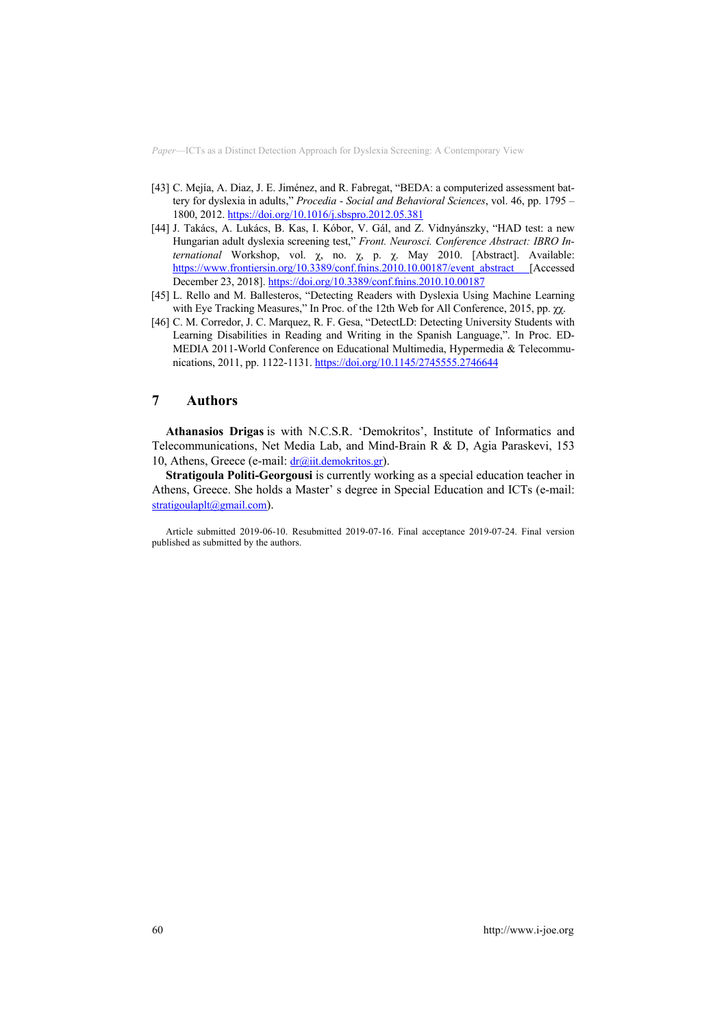[43] C. Mejía, A. Diaz, J. E. Jiménez, and R. Fabregat, "BEDA: a computerized assessment battery for dyslexia in adults," *Procedia - Social and Behavioral Sciences*, vol. 46, pp. 1795 – 1800, 2012. https://doi.org/10.1016/j.sbspro.2012.05.381

[44] J. Takács, A. Lukács, B. Kas, I. Kóbor, V. Gál, and Z. Vidnyánszky, "HAD test: a new Hungarian adult dyslexia screening test," *Front. Neurosci. Conference Abstract: IBRO International* Workshop, vol. χ, no. χ, p. χ. May 2010. [Abstract]. Available: https://www.frontiersin.org/10.3389/conf.fnins.2010.10.00187/event_abstract [Accessed December 23, 2018]. https://doi.org/10.3389/conf.fnins.2010.10.00187

[45] L. Rello and M. Ballesteros, "Detecting Readers with Dyslexia Using Machine Learning with Eye Tracking Measures," In Proc. of the 12th Web for All Conference, 2015, pp. χχ.

[46] C. M. Corredor, J. C. Marquez, R. F. Gesa, "DetectLD: Detecting University Students with Learning Disabilities in Reading and Writing in the Spanish Language,". In Proc. ED-MEDIA 2011-World Conference on Educational Multimedia, Hypermedia & Telecommunications, 2011, pp. 1122-1131. https://doi.org/10.1145/2745555.2746644

## 7 Authors

**Athanasios Drigas** is with N.C.S.R. 'Demokritos', Institute of Informatics and Telecommunications, Net Media Lab, and Mind-Brain R & D, Agia Paraskevi, 153 10, Athens, Greece (e-mail: dr@iit.demokritos.gr).

**Stratigoula Politi-Georgousi** is currently working as a special education teacher in Athens, Greece. She holds a Master' s degree in Special Education and ICTs (e-mail: stratigoulaplt@gmail.com).

Article submitted 2019-06-10. Resubmitted 2019-07-16. Final acceptance 2019-07-24. Final version published as submitted by the authors.